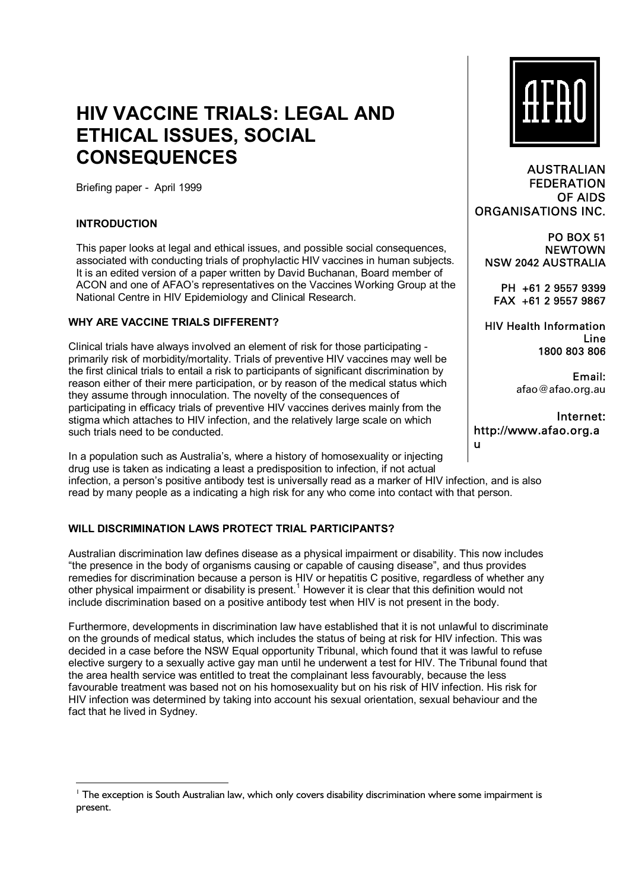# HIV VACCINE TRIALS: LEGAL AND ETHICAL ISSUES, SOCIAL CONSEQUENCES

Briefing paper - April 1999

AUSTRALIAN FEDERATION OF AIDS ORGANISATIONS INC.

PO BOX 51
NEWTOWN
NSW 2042 AUSTRALIA

PH +61 2 9557 9399
FAX +61 2 9557 9867

HIV Health Information Line
1800 803 806

Email:
afao@afao.org.au

Internet:
http://www.afao.org.au

## INTRODUCTION

This paper looks at legal and ethical issues, and possible social consequences, associated with conducting trials of prophylactic HIV vaccines in human subjects. It is an edited version of a paper written by David Buchanan, Board member of ACON and one of AFAO's representatives on the Vaccines Working Group at the National Centre in HIV Epidemiology and Clinical Research.

## WHY ARE VACCINE TRIALS DIFFERENT?

Clinical trials have always involved an element of risk for those participating - primarily risk of morbidity/mortality. Trials of preventive HIV vaccines may well be the first clinical trials to entail a risk to participants of significant discrimination by reason either of their mere participation, or by reason of the medical status which they assume through innoculation. The novelty of the consequences of participating in efficacy trials of preventive HIV vaccines derives mainly from the stigma which attaches to HIV infection, and the relatively large scale on which such trials need to be conducted.

In a population such as Australia's, where a history of homosexuality or injecting drug use is taken as indicating a least a predisposition to infection, if not actual infection, a person's positive antibody test is universally read as a marker of HIV infection, and is also read by many people as a indicating a high risk for any who come into contact with that person.

## WILL DISCRIMINATION LAWS PROTECT TRIAL PARTICIPANTS?

Australian discrimination law defines disease as a physical impairment or disability. This now includes "the presence in the body of organisms causing or capable of causing disease", and thus provides remedies for discrimination because a person is HIV or hepatitis C positive, regardless of whether any other physical impairment or disability is present.[1] However it is clear that this definition would not include discrimination based on a positive antibody test when HIV is not present in the body.

Furthermore, developments in discrimination law have established that it is not unlawful to discriminate on the grounds of medical status, which includes the status of being at risk for HIV infection. This was decided in a case before the NSW Equal opportunity Tribunal, which found that it was lawful to refuse elective surgery to a sexually active gay man until he underwent a test for HIV. The Tribunal found that the area health service was entitled to treat the complainant less favourably, because the less favourable treatment was based not on his homosexuality but on his risk of HIV infection. His risk for HIV infection was determined by taking into account his sexual orientation, sexual behaviour and the fact that he lived in Sydney.

---

[1] The exception is South Australian law, which only covers disability discrimination where some impairment is present.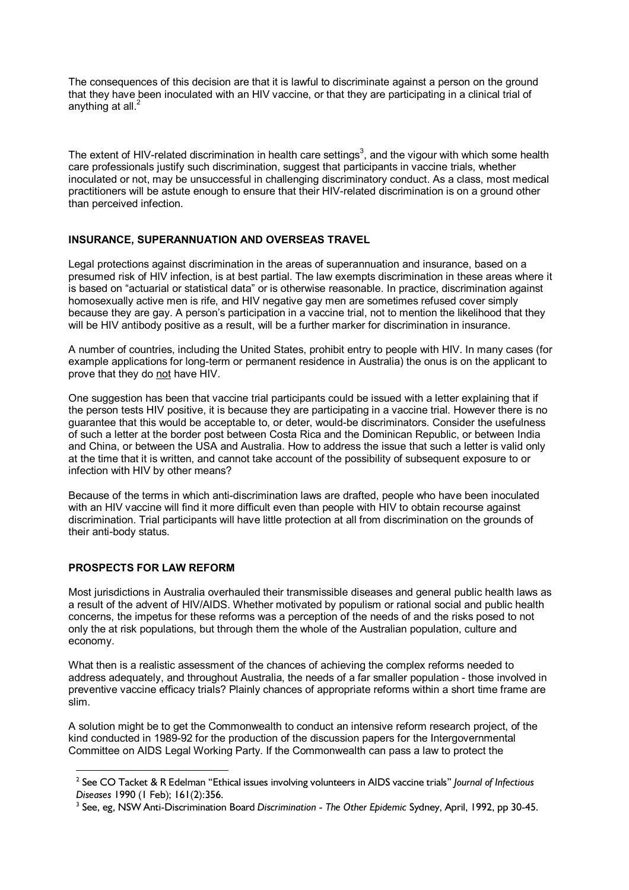The consequences of this decision are that it is lawful to discriminate against a person on the ground that they have been inoculated with an HIV vaccine, or that they are participating in a clinical trial of anything at all.[2]

The extent of HIV-related discrimination in health care settings[3], and the vigour with which some health care professionals justify such discrimination, suggest that participants in vaccine trials, whether inoculated or not, may be unsuccessful in challenging discriminatory conduct. As a class, most medical practitioners will be astute enough to ensure that their HIV-related discrimination is on a ground other than perceived infection.

### INSURANCE, SUPERANNUATION AND OVERSEAS TRAVEL

Legal protections against discrimination in the areas of superannuation and insurance, based on a presumed risk of HIV infection, is at best partial. The law exempts discrimination in these areas where it is based on "actuarial or statistical data" or is otherwise reasonable. In practice, discrimination against homosexually active men is rife, and HIV negative gay men are sometimes refused cover simply because they are gay. A person's participation in a vaccine trial, not to mention the likelihood that they will be HIV antibody positive as a result, will be a further marker for discrimination in insurance.

A number of countries, including the United States, prohibit entry to people with HIV. In many cases (for example applications for long-term or permanent residence in Australia) the onus is on the applicant to prove that they do not have HIV.

One suggestion has been that vaccine trial participants could be issued with a letter explaining that if the person tests HIV positive, it is because they are participating in a vaccine trial. However there is no guarantee that this would be acceptable to, or deter, would-be discriminators. Consider the usefulness of such a letter at the border post between Costa Rica and the Dominican Republic, or between India and China, or between the USA and Australia. How to address the issue that such a letter is valid only at the time that it is written, and cannot take account of the possibility of subsequent exposure to or infection with HIV by other means?

Because of the terms in which anti-discrimination laws are drafted, people who have been inoculated with an HIV vaccine will find it more difficult even than people with HIV to obtain recourse against discrimination. Trial participants will have little protection at all from discrimination on the grounds of their anti-body status.

### PROSPECTS FOR LAW REFORM

Most jurisdictions in Australia overhauled their transmissible diseases and general public health laws as a result of the advent of HIV/AIDS. Whether motivated by populism or rational social and public health concerns, the impetus for these reforms was a perception of the needs of and the risks posed to not only the at risk populations, but through them the whole of the Australian population, culture and economy.

What then is a realistic assessment of the chances of achieving the complex reforms needed to address adequately, and throughout Australia, the needs of a far smaller population - those involved in preventive vaccine efficacy trials? Plainly chances of appropriate reforms within a short time frame are slim.

A solution might be to get the Commonwealth to conduct an intensive reform research project, of the kind conducted in 1989-92 for the production of the discussion papers for the Intergovernmental Committee on AIDS Legal Working Party. If the Commonwealth can pass a law to protect the

---

[2] See CO Tacket & R Edelman "Ethical issues involving volunteers in AIDS vaccine trials" *Journal of Infectious Diseases* 1990 (1 Feb); 161(2):356.

[3] See, eg, NSW Anti-Discrimination Board *Discrimination - The Other Epidemic* Sydney, April, 1992, pp 30-45.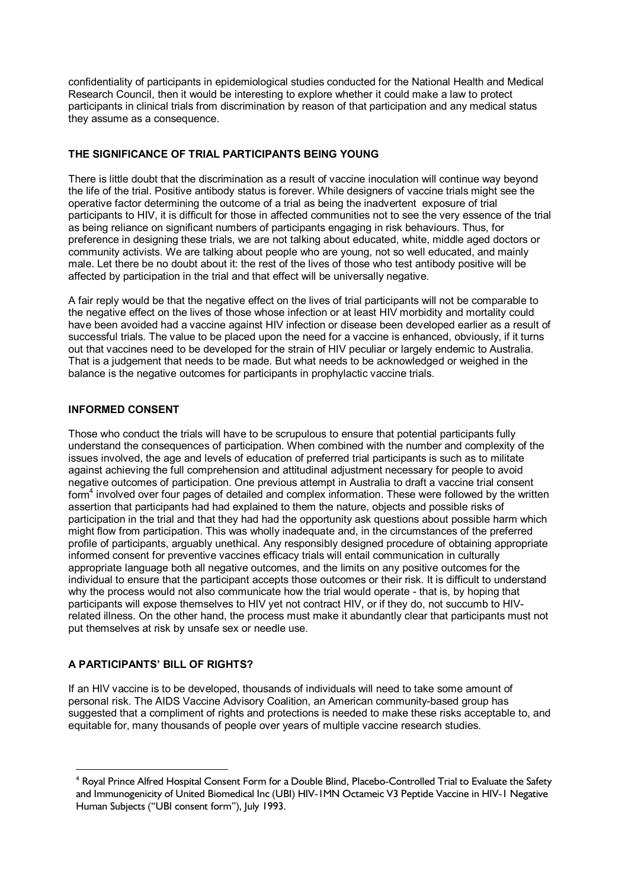confidentiality of participants in epidemiological studies conducted for the National Health and Medical Research Council, then it would be interesting to explore whether it could make a law to protect participants in clinical trials from discrimination by reason of that participation and any medical status they assume as a consequence.

## THE SIGNIFICANCE OF TRIAL PARTICIPANTS BEING YOUNG

There is little doubt that the discrimination as a result of vaccine inoculation will continue way beyond the life of the trial. Positive antibody status is forever. While designers of vaccine trials might see the operative factor determining the outcome of a trial as being the inadvertent exposure of trial participants to HIV, it is difficult for those in affected communities not to see the very essence of the trial as being reliance on significant numbers of participants engaging in risk behaviours. Thus, for preference in designing these trials, we are not talking about educated, white, middle aged doctors or community activists. We are talking about people who are young, not so well educated, and mainly male. Let there be no doubt about it: the rest of the lives of those who test antibody positive will be affected by participation in the trial and that effect will be universally negative.

A fair reply would be that the negative effect on the lives of trial participants will not be comparable to the negative effect on the lives of those whose infection or at least HIV morbidity and mortality could have been avoided had a vaccine against HIV infection or disease been developed earlier as a result of successful trials. The value to be placed upon the need for a vaccine is enhanced, obviously, if it turns out that vaccines need to be developed for the strain of HIV peculiar or largely endemic to Australia. That is a judgement that needs to be made. But what needs to be acknowledged or weighed in the balance is the negative outcomes for participants in prophylactic vaccine trials.

## INFORMED CONSENT

Those who conduct the trials will have to be scrupulous to ensure that potential participants fully understand the consequences of participation. When combined with the number and complexity of the issues involved, the age and levels of education of preferred trial participants is such as to militate against achieving the full comprehension and attitudinal adjustment necessary for people to avoid negative outcomes of participation. One previous attempt in Australia to draft a vaccine trial consent form[4] involved over four pages of detailed and complex information. These were followed by the written assertion that participants had had explained to them the nature, objects and possible risks of participation in the trial and that they had had the opportunity ask questions about possible harm which might flow from participation. This was wholly inadequate and, in the circumstances of the preferred profile of participants, arguably unethical. Any responsibly designed procedure of obtaining appropriate informed consent for preventive vaccines efficacy trials will entail communication in culturally appropriate language both all negative outcomes, and the limits on any positive outcomes for the individual to ensure that the participant accepts those outcomes or their risk. It is difficult to understand why the process would not also communicate how the trial would operate - that is, by hoping that participants will expose themselves to HIV yet not contract HIV, or if they do, not succumb to HIV-related illness. On the other hand, the process must make it abundantly clear that participants must not put themselves at risk by unsafe sex or needle use.

## A PARTICIPANTS' BILL OF RIGHTS?

If an HIV vaccine is to be developed, thousands of individuals will need to take some amount of personal risk. The AIDS Vaccine Advisory Coalition, an American community-based group has suggested that a compliment of rights and protections is needed to make these risks acceptable to, and equitable for, many thousands of people over years of multiple vaccine research studies.

---

[4] Royal Prince Alfred Hospital Consent Form for a Double Blind, Placebo-Controlled Trial to Evaluate the Safety and Immunogenicity of United Biomedical Inc (UBI) HIV-1MN Octameic V3 Peptide Vaccine in HIV-1 Negative Human Subjects ("UBI consent form"), July 1993.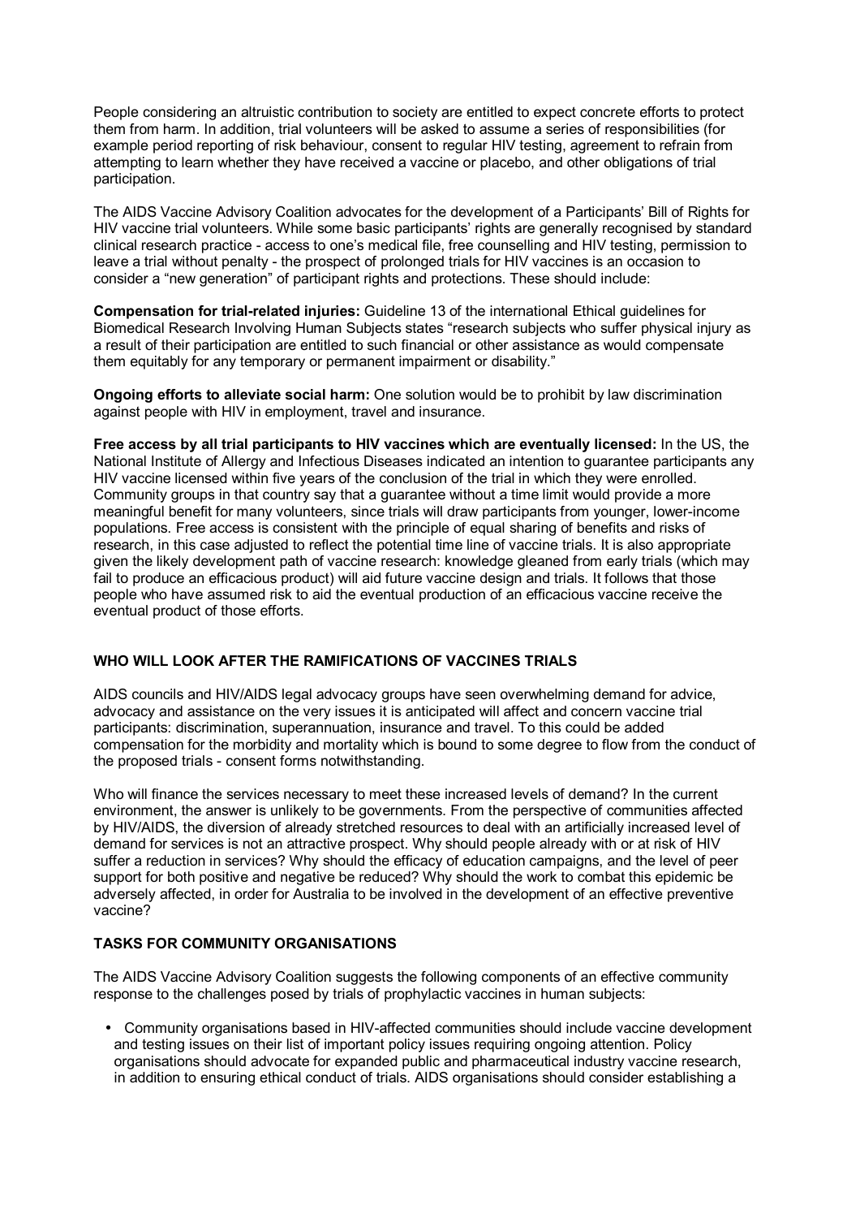People considering an altruistic contribution to society are entitled to expect concrete efforts to protect them from harm. In addition, trial volunteers will be asked to assume a series of responsibilities (for example period reporting of risk behaviour, consent to regular HIV testing, agreement to refrain from attempting to learn whether they have received a vaccine or placebo, and other obligations of trial participation.

The AIDS Vaccine Advisory Coalition advocates for the development of a Participants' Bill of Rights for HIV vaccine trial volunteers. While some basic participants' rights are generally recognised by standard clinical research practice - access to one's medical file, free counselling and HIV testing, permission to leave a trial without penalty - the prospect of prolonged trials for HIV vaccines is an occasion to consider a "new generation" of participant rights and protections. These should include:

**Compensation for trial-related injuries:** Guideline 13 of the international Ethical guidelines for Biomedical Research Involving Human Subjects states "research subjects who suffer physical injury as a result of their participation are entitled to such financial or other assistance as would compensate them equitably for any temporary or permanent impairment or disability."

**Ongoing efforts to alleviate social harm:** One solution would be to prohibit by law discrimination against people with HIV in employment, travel and insurance.

**Free access by all trial participants to HIV vaccines which are eventually licensed:** In the US, the National Institute of Allergy and Infectious Diseases indicated an intention to guarantee participants any HIV vaccine licensed within five years of the conclusion of the trial in which they were enrolled. Community groups in that country say that a guarantee without a time limit would provide a more meaningful benefit for many volunteers, since trials will draw participants from younger, lower-income populations. Free access is consistent with the principle of equal sharing of benefits and risks of research, in this case adjusted to reflect the potential time line of vaccine trials. It is also appropriate given the likely development path of vaccine research: knowledge gleaned from early trials (which may fail to produce an efficacious product) will aid future vaccine design and trials. It follows that those people who have assumed risk to aid the eventual production of an efficacious vaccine receive the eventual product of those efforts.

## WHO WILL LOOK AFTER THE RAMIFICATIONS OF VACCINES TRIALS

AIDS councils and HIV/AIDS legal advocacy groups have seen overwhelming demand for advice, advocacy and assistance on the very issues it is anticipated will affect and concern vaccine trial participants: discrimination, superannuation, insurance and travel. To this could be added compensation for the morbidity and mortality which is bound to some degree to flow from the conduct of the proposed trials - consent forms notwithstanding.

Who will finance the services necessary to meet these increased levels of demand? In the current environment, the answer is unlikely to be governments. From the perspective of communities affected by HIV/AIDS, the diversion of already stretched resources to deal with an artificially increased level of demand for services is not an attractive prospect. Why should people already with or at risk of HIV suffer a reduction in services? Why should the efficacy of education campaigns, and the level of peer support for both positive and negative be reduced? Why should the work to combat this epidemic be adversely affected, in order for Australia to be involved in the development of an effective preventive vaccine?

## TASKS FOR COMMUNITY ORGANISATIONS

The AIDS Vaccine Advisory Coalition suggests the following components of an effective community response to the challenges posed by trials of prophylactic vaccines in human subjects:

- Community organisations based in HIV-affected communities should include vaccine development and testing issues on their list of important policy issues requiring ongoing attention. Policy organisations should advocate for expanded public and pharmaceutical industry vaccine research, in addition to ensuring ethical conduct of trials. AIDS organisations should consider establishing a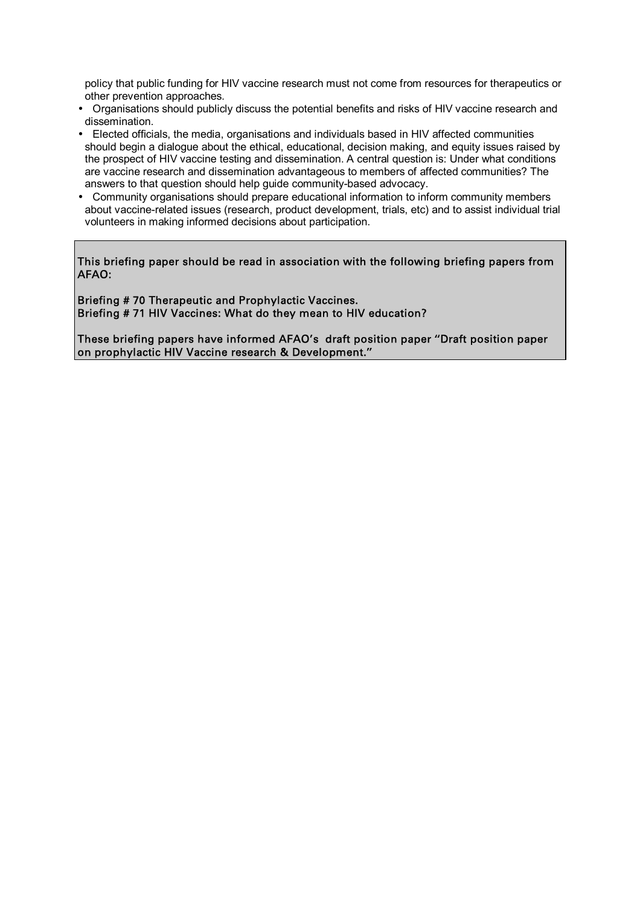policy that public funding for HIV vaccine research must not come from resources for therapeutics or other prevention approaches.

- Organisations should publicly discuss the potential benefits and risks of HIV vaccine research and dissemination.
- Elected officials, the media, organisations and individuals based in HIV affected communities should begin a dialogue about the ethical, educational, decision making, and equity issues raised by the prospect of HIV vaccine testing and dissemination. A central question is: Under what conditions are vaccine research and dissemination advantageous to members of affected communities? The answers to that question should help guide community-based advocacy.
- Community organisations should prepare educational information to inform community members about vaccine-related issues (research, product development, trials, etc) and to assist individual trial volunteers in making informed decisions about participation.

This briefing paper should be read in association with the following briefing papers from AFAO:

Briefing # 70 Therapeutic and Prophylactic Vaccines.
Briefing # 71 HIV Vaccines: What do they mean to HIV education?

These briefing papers have informed AFAO's draft position paper "Draft position paper on prophylactic HIV Vaccine research & Development."